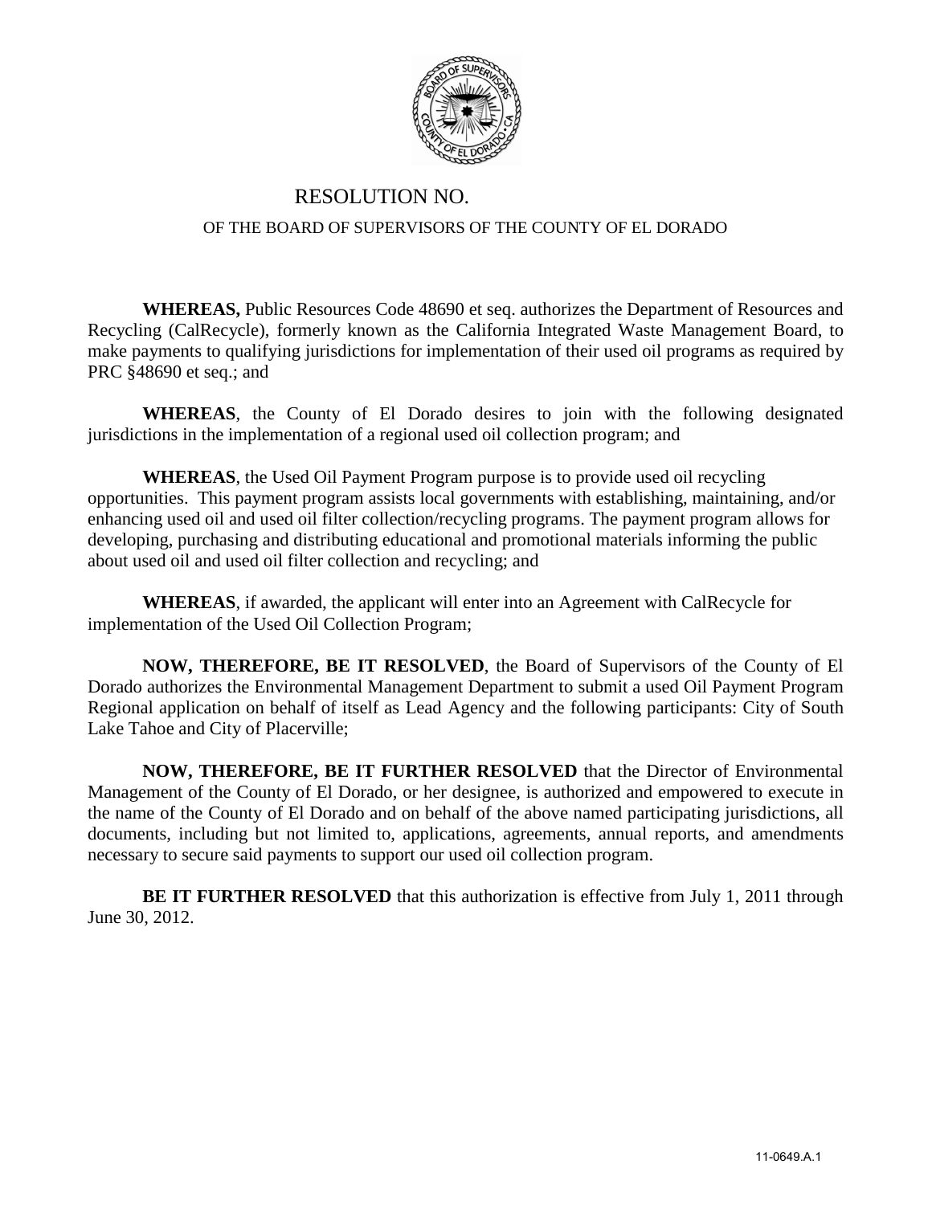# RESOLUTION NO.

## OF THE BOARD OF SUPERVISORS OF THE COUNTY OF EL DORADO

**WHEREAS,** Public Resources Code 48690 et seq. authorizes the Department of Resources and Recycling (CalRecycle), formerly known as the California Integrated Waste Management Board, to make payments to qualifying jurisdictions for implementation of their used oil programs as required by PRC §48690 et seq.; and

**WHEREAS**, the County of El Dorado desires to join with the following designated jurisdictions in the implementation of a regional used oil collection program; and

**WHEREAS**, the Used Oil Payment Program purpose is to provide used oil recycling opportunities. This payment program assists local governments with establishing, maintaining, and/or enhancing used oil and used oil filter collection/recycling programs. The payment program allows for developing, purchasing and distributing educational and promotional materials informing the public about used oil and used oil filter collection and recycling; and

**WHEREAS**, if awarded, the applicant will enter into an Agreement with CalRecycle for implementation of the Used Oil Collection Program;

**NOW, THEREFORE, BE IT RESOLVED**, the Board of Supervisors of the County of El Dorado authorizes the Environmental Management Department to submit a used Oil Payment Program Regional application on behalf of itself as Lead Agency and the following participants: City of South Lake Tahoe and City of Placerville;

**NOW, THEREFORE, BE IT FURTHER RESOLVED** that the Director of Environmental Management of the County of El Dorado, or her designee, is authorized and empowered to execute in the name of the County of El Dorado and on behalf of the above named participating jurisdictions, all documents, including but not limited to, applications, agreements, annual reports, and amendments necessary to secure said payments to support our used oil collection program.

**BE IT FURTHER RESOLVED** that this authorization is effective from July 1, 2011 through June 30, 2012.

11-0649.A.1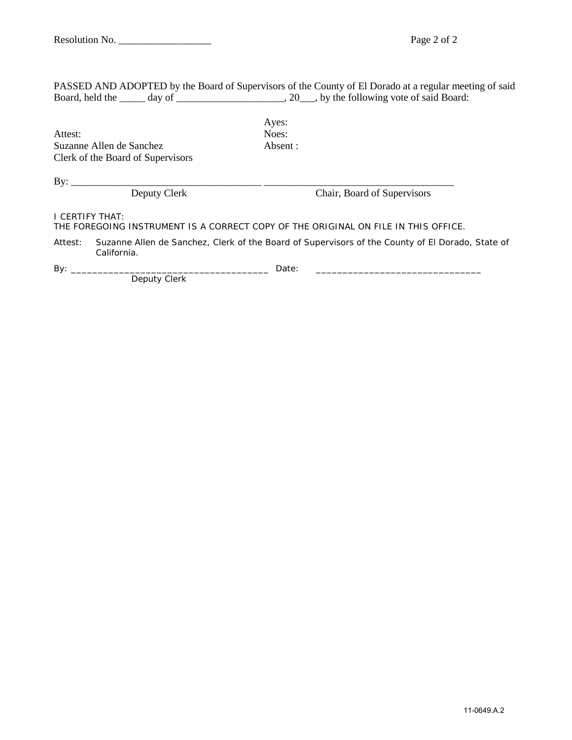Resolution No. __________________

PASSED AND ADOPTED by the Board of Supervisors of the County of El Dorado at a regular meeting of said Board, held the _____ day of _____________________, 20___, by the following vote of said Board:

Ayes:
Noes:
Absent :

Attest:
Suzanne Allen de Sanchez
Clerk of the Board of Supervisors

By: ______________________________________ ______________________________________

Deputy Clerk                                        Chair, Board of Supervisors

I CERTIFY THAT:
THE FOREGOING INSTRUMENT IS A CORRECT COPY OF THE ORIGINAL ON FILE IN THIS OFFICE.

Attest: Suzanne Allen de Sanchez, Clerk of the Board of Supervisors of the County of El Dorado, State of California.

By: ______________________________________ Date: ________________________________

Deputy Clerk

11-0649.A.2